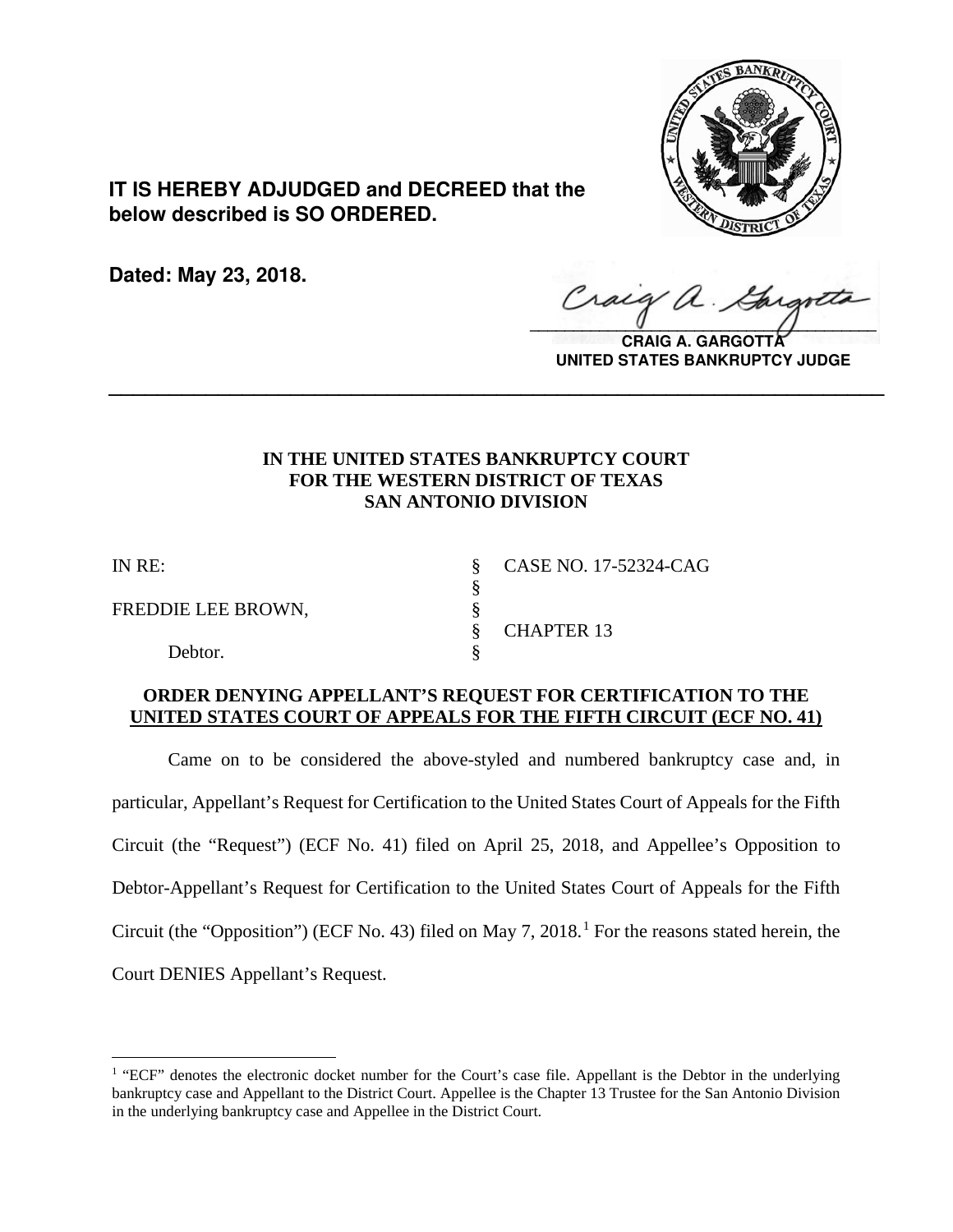**IT IS HEREBY ADJUDGED and DECREED that the below described is SO ORDERED.**

**Dated: May 23, 2018.**

**CRAIG A. GARGOTTA**
**UNITED STATES BANKRUPTCY JUDGE**

---

**IN THE UNITED STATES BANKRUPTCY COURT**
**FOR THE WESTERN DISTRICT OF TEXAS**
**SAN ANTONIO DIVISION**

| | | |
|---|---|---|
| IN RE: | § | CASE NO. 17-52324-CAG |
| | § | |
| FREDDIE LEE BROWN, | § | |
| | § | CHAPTER 13 |
| Debtor. | § | |

**ORDER DENYING APPELLANT'S REQUEST FOR CERTIFICATION TO THE UNITED STATES COURT OF APPEALS FOR THE FIFTH CIRCUIT (ECF NO. 41)**

Came on to be considered the above-styled and numbered bankruptcy case and, in particular, Appellant's Request for Certification to the United States Court of Appeals for the Fifth Circuit (the "Request") (ECF No. 41) filed on April 25, 2018, and Appellee's Opposition to Debtor-Appellant's Request for Certification to the United States Court of Appeals for the Fifth Circuit (the "Opposition") (ECF No. 43) filed on May 7, 2018.[1] For the reasons stated herein, the Court DENIES Appellant's Request.

[1] "ECF" denotes the electronic docket number for the Court's case file. Appellant is the Debtor in the underlying bankruptcy case and Appellant to the District Court. Appellee is the Chapter 13 Trustee for the San Antonio Division in the underlying bankruptcy case and Appellee in the District Court.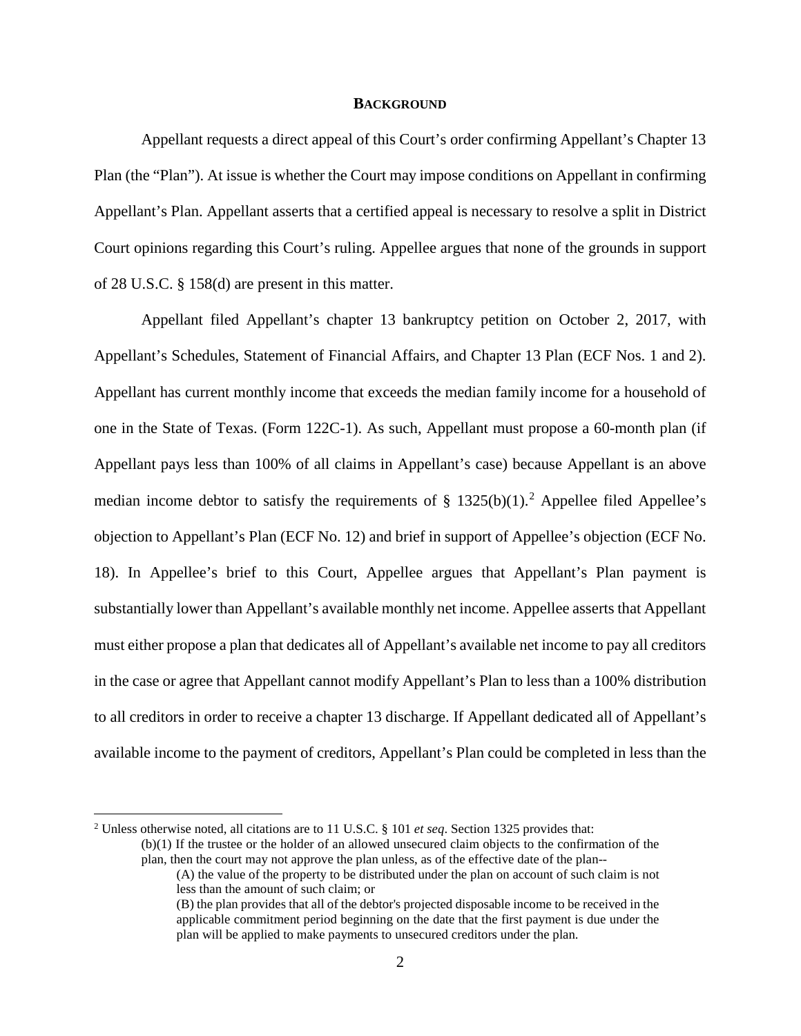## BACKGROUND

Appellant requests a direct appeal of this Court's order confirming Appellant's Chapter 13 Plan (the "Plan"). At issue is whether the Court may impose conditions on Appellant in confirming Appellant's Plan. Appellant asserts that a certified appeal is necessary to resolve a split in District Court opinions regarding this Court's ruling. Appellee argues that none of the grounds in support of 28 U.S.C. § 158(d) are present in this matter.

Appellant filed Appellant's chapter 13 bankruptcy petition on October 2, 2017, with Appellant's Schedules, Statement of Financial Affairs, and Chapter 13 Plan (ECF Nos. 1 and 2). Appellant has current monthly income that exceeds the median family income for a household of one in the State of Texas. (Form 122C-1). As such, Appellant must propose a 60-month plan (if Appellant pays less than 100% of all claims in Appellant's case) because Appellant is an above median income debtor to satisfy the requirements of § 1325(b)(1).[2] Appellee filed Appellee's objection to Appellant's Plan (ECF No. 12) and brief in support of Appellee's objection (ECF No. 18). In Appellee's brief to this Court, Appellee argues that Appellant's Plan payment is substantially lower than Appellant's available monthly net income. Appellee asserts that Appellant must either propose a plan that dedicates all of Appellant's available net income to pay all creditors in the case or agree that Appellant cannot modify Appellant's Plan to less than a 100% distribution to all creditors in order to receive a chapter 13 discharge. If Appellant dedicated all of Appellant's available income to the payment of creditors, Appellant's Plan could be completed in less than the

---

[2] Unless otherwise noted, all citations are to 11 U.S.C. § 101 *et seq*. Section 1325 provides that:

> (b)(1) If the trustee or the holder of an allowed unsecured claim objects to the confirmation of the plan, then the court may not approve the plan unless, as of the effective date of the plan--
>
> > (A) the value of the property to be distributed under the plan on account of such claim is not less than the amount of such claim; or
> >
> > (B) the plan provides that all of the debtor's projected disposable income to be received in the applicable commitment period beginning on the date that the first payment is due under the plan will be applied to make payments to unsecured creditors under the plan.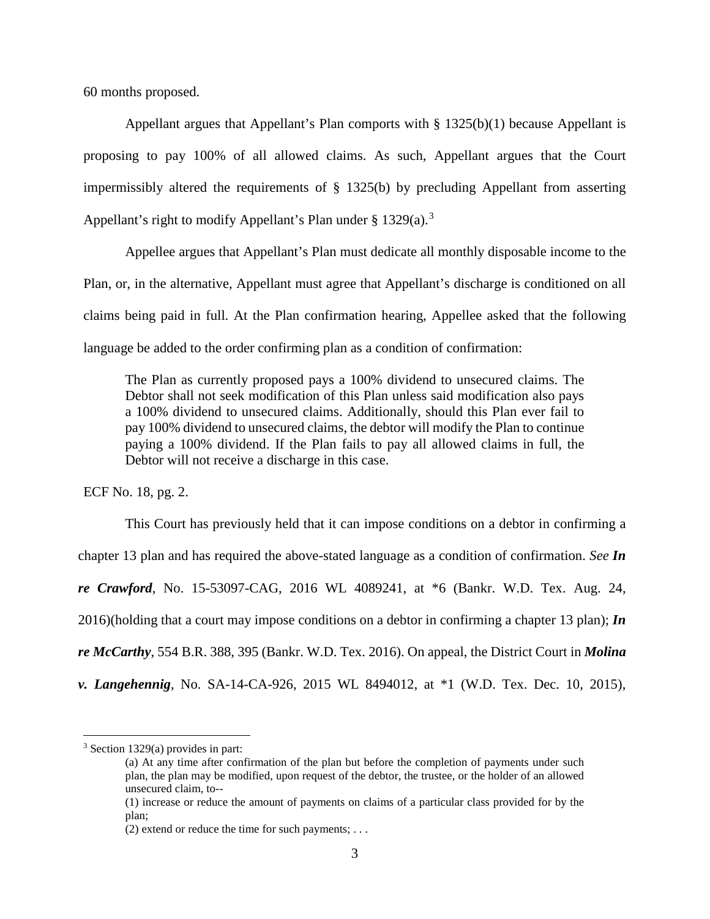60 months proposed.

Appellant argues that Appellant's Plan comports with § 1325(b)(1) because Appellant is proposing to pay 100% of all allowed claims. As such, Appellant argues that the Court impermissibly altered the requirements of § 1325(b) by precluding Appellant from asserting Appellant's right to modify Appellant's Plan under § 1329(a).[3]

Appellee argues that Appellant's Plan must dedicate all monthly disposable income to the Plan, or, in the alternative, Appellant must agree that Appellant's discharge is conditioned on all claims being paid in full. At the Plan confirmation hearing, Appellee asked that the following language be added to the order confirming plan as a condition of confirmation:

> The Plan as currently proposed pays a 100% dividend to unsecured claims. The Debtor shall not seek modification of this Plan unless said modification also pays a 100% dividend to unsecured claims. Additionally, should this Plan ever fail to pay 100% dividend to unsecured claims, the debtor will modify the Plan to continue paying a 100% dividend. If the Plan fails to pay all allowed claims in full, the Debtor will not receive a discharge in this case.

ECF No. 18, pg. 2.

This Court has previously held that it can impose conditions on a debtor in confirming a chapter 13 plan and has required the above-stated language as a condition of confirmation. *See **In re Crawford***, No. 15-53097-CAG, 2016 WL 4089241, at *6 (Bankr. W.D. Tex. Aug. 24, 2016)(holding that a court may impose conditions on a debtor in confirming a chapter 13 plan); ***In re McCarthy***, 554 B.R. 388, 395 (Bankr. W.D. Tex. 2016). On appeal, the District Court in ***Molina v. Langehennig***, No. SA-14-CA-926, 2015 WL 8494012, at *1 (W.D. Tex. Dec. 10, 2015),

---

[3] Section 1329(a) provides in part:

> (a) At any time after confirmation of the plan but before the completion of payments under such plan, the plan may be modified, upon request of the debtor, the trustee, or the holder of an allowed unsecured claim, to--
>
> (1) increase or reduce the amount of payments on claims of a particular class provided for by the plan;
>
> (2) extend or reduce the time for such payments; . . .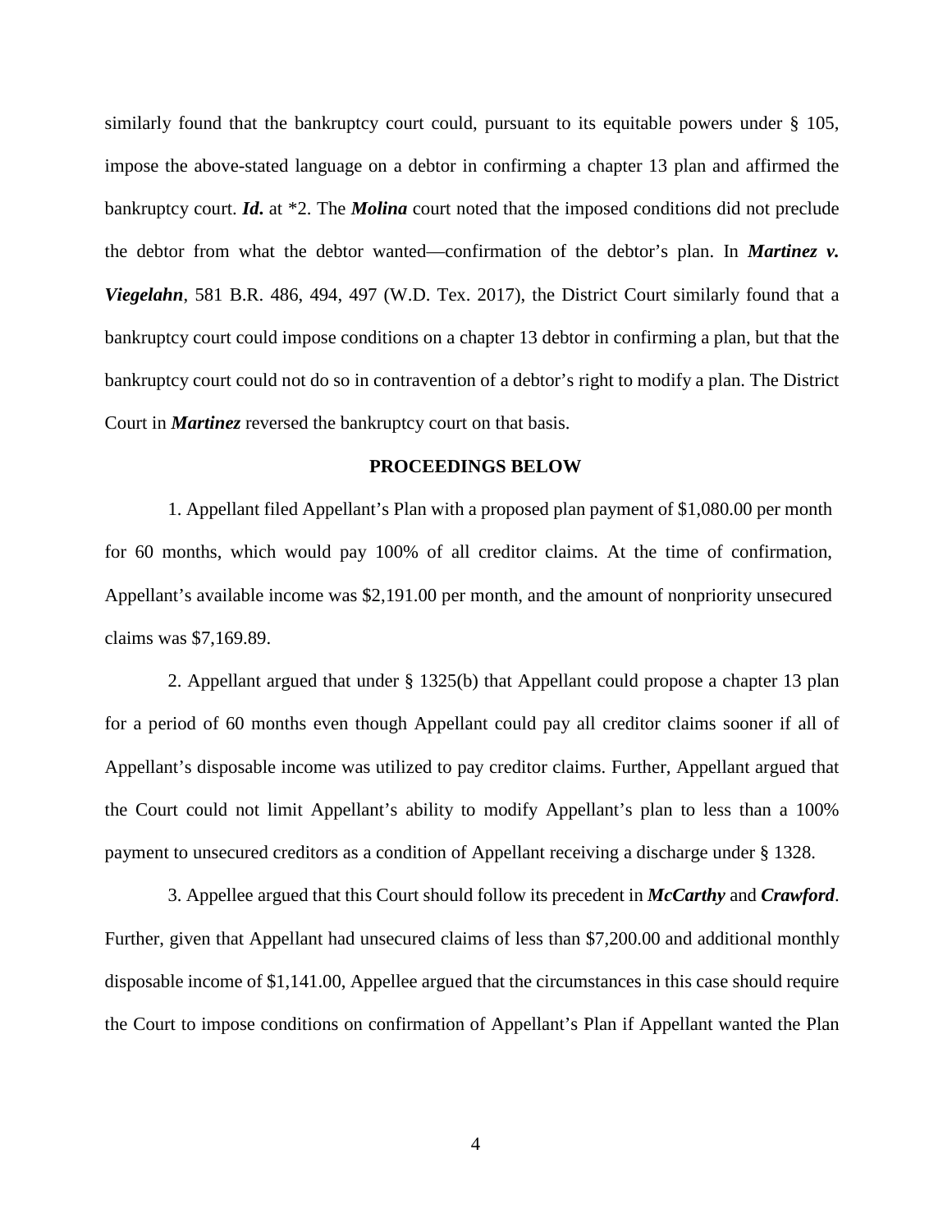similarly found that the bankruptcy court could, pursuant to its equitable powers under § 105, impose the above-stated language on a debtor in confirming a chapter 13 plan and affirmed the bankruptcy court. ***Id.*** at *2. The ***Molina*** court noted that the imposed conditions did not preclude the debtor from what the debtor wanted—confirmation of the debtor's plan. In ***Martinez v. Viegelahn***, 581 B.R. 486, 494, 497 (W.D. Tex. 2017), the District Court similarly found that a bankruptcy court could impose conditions on a chapter 13 debtor in confirming a plan, but that the bankruptcy court could not do so in contravention of a debtor's right to modify a plan. The District Court in ***Martinez*** reversed the bankruptcy court on that basis.

**PROCEEDINGS BELOW**

1. Appellant filed Appellant's Plan with a proposed plan payment of $1,080.00 per month for 60 months, which would pay 100% of all creditor claims. At the time of confirmation, Appellant's available income was $2,191.00 per month, and the amount of nonpriority unsecured claims was $7,169.89.

2. Appellant argued that under § 1325(b) that Appellant could propose a chapter 13 plan for a period of 60 months even though Appellant could pay all creditor claims sooner if all of Appellant's disposable income was utilized to pay creditor claims. Further, Appellant argued that the Court could not limit Appellant's ability to modify Appellant's plan to less than a 100% payment to unsecured creditors as a condition of Appellant receiving a discharge under § 1328.

3. Appellee argued that this Court should follow its precedent in ***McCarthy*** and ***Crawford***. Further, given that Appellant had unsecured claims of less than $7,200.00 and additional monthly disposable income of $1,141.00, Appellee argued that the circumstances in this case should require the Court to impose conditions on confirmation of Appellant's Plan if Appellant wanted the Plan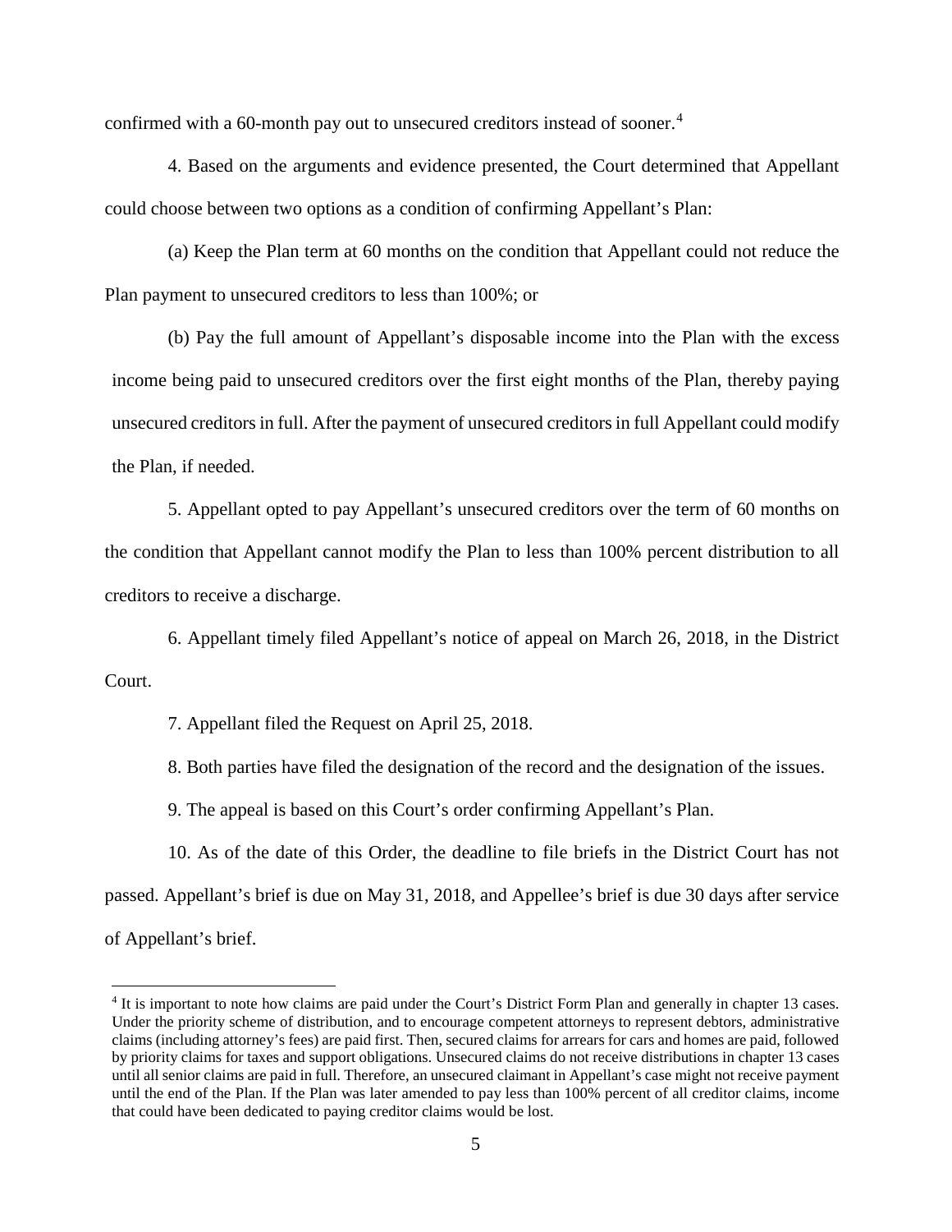confirmed with a 60-month pay out to unsecured creditors instead of sooner.[4]

4. Based on the arguments and evidence presented, the Court determined that Appellant could choose between two options as a condition of confirming Appellant's Plan:

(a) Keep the Plan term at 60 months on the condition that Appellant could not reduce the Plan payment to unsecured creditors to less than 100%; or

(b) Pay the full amount of Appellant's disposable income into the Plan with the excess income being paid to unsecured creditors over the first eight months of the Plan, thereby paying unsecured creditors in full. After the payment of unsecured creditors in full Appellant could modify the Plan, if needed.

5. Appellant opted to pay Appellant's unsecured creditors over the term of 60 months on the condition that Appellant cannot modify the Plan to less than 100% percent distribution to all creditors to receive a discharge.

6. Appellant timely filed Appellant's notice of appeal on March 26, 2018, in the District Court.

7. Appellant filed the Request on April 25, 2018.

8. Both parties have filed the designation of the record and the designation of the issues.

9. The appeal is based on this Court's order confirming Appellant's Plan.

10. As of the date of this Order, the deadline to file briefs in the District Court has not passed. Appellant's brief is due on May 31, 2018, and Appellee's brief is due 30 days after service of Appellant's brief.

---

[4] It is important to note how claims are paid under the Court's District Form Plan and generally in chapter 13 cases. Under the priority scheme of distribution, and to encourage competent attorneys to represent debtors, administrative claims (including attorney's fees) are paid first. Then, secured claims for arrears for cars and homes are paid, followed by priority claims for taxes and support obligations. Unsecured claims do not receive distributions in chapter 13 cases until all senior claims are paid in full. Therefore, an unsecured claimant in Appellant's case might not receive payment until the end of the Plan. If the Plan was later amended to pay less than 100% percent of all creditor claims, income that could have been dedicated to paying creditor claims would be lost.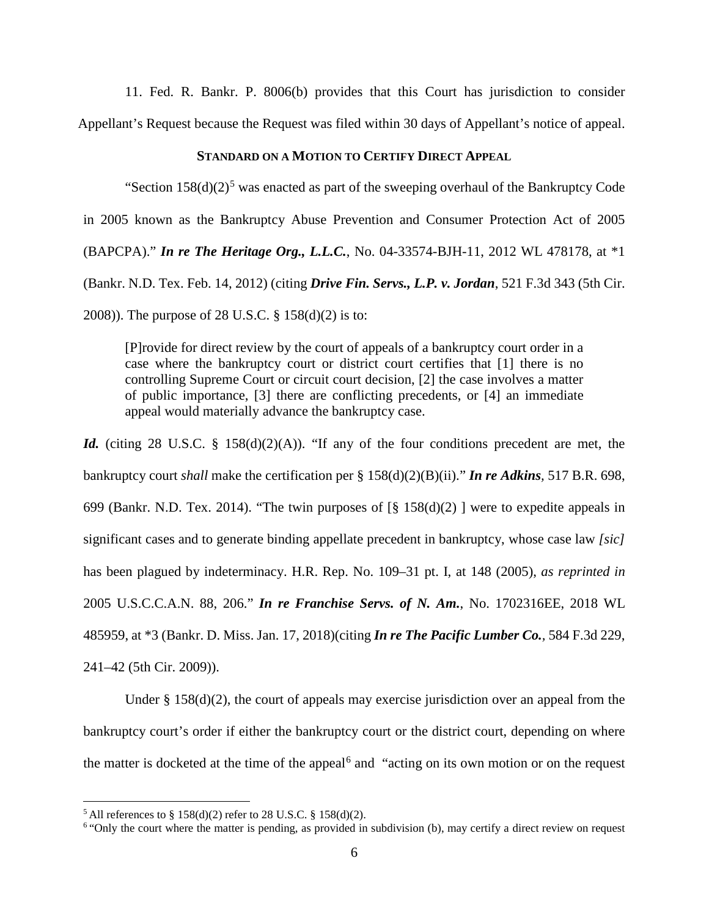11. Fed. R. Bankr. P. 8006(b) provides that this Court has jurisdiction to consider Appellant's Request because the Request was filed within 30 days of Appellant's notice of appeal.

**STANDARD ON A MOTION TO CERTIFY DIRECT APPEAL**

"Section 158(d)(2)[5] was enacted as part of the sweeping overhaul of the Bankruptcy Code in 2005 known as the Bankruptcy Abuse Prevention and Consumer Protection Act of 2005 (BAPCPA)." ***In re The Heritage Org., L.L.C.***, No. 04-33574-BJH-11, 2012 WL 478178, at *1 (Bankr. N.D. Tex. Feb. 14, 2012) (citing ***Drive Fin. Servs., L.P. v. Jordan***, 521 F.3d 343 (5th Cir. 2008)). The purpose of 28 U.S.C. § 158(d)(2) is to:

> [P]rovide for direct review by the court of appeals of a bankruptcy court order in a case where the bankruptcy court or district court certifies that [1] there is no controlling Supreme Court or circuit court decision, [2] the case involves a matter of public importance, [3] there are conflicting precedents, or [4] an immediate appeal would materially advance the bankruptcy case.

***Id.*** (citing 28 U.S.C. § 158(d)(2)(A)). "If any of the four conditions precedent are met, the bankruptcy court *shall* make the certification per § 158(d)(2)(B)(ii)." ***In re Adkins***, 517 B.R. 698, 699 (Bankr. N.D. Tex. 2014). "The twin purposes of [§ 158(d)(2) ] were to expedite appeals in significant cases and to generate binding appellate precedent in bankruptcy, whose case law *[sic]* has been plagued by indeterminacy. H.R. Rep. No. 109–31 pt. I, at 148 (2005), *as reprinted in* 2005 U.S.C.C.A.N. 88, 206." ***In re Franchise Servs. of N. Am.***, No. 1702316EE, 2018 WL 485959, at *3 (Bankr. D. Miss. Jan. 17, 2018)(citing ***In re The Pacific Lumber Co.***, 584 F.3d 229, 241–42 (5th Cir. 2009)).

Under § 158(d)(2), the court of appeals may exercise jurisdiction over an appeal from the bankruptcy court's order if either the bankruptcy court or the district court, depending on where the matter is docketed at the time of the appeal[6] and "acting on its own motion or on the request

---

[5] All references to § 158(d)(2) refer to 28 U.S.C. § 158(d)(2).

[6] "Only the court where the matter is pending, as provided in subdivision (b), may certify a direct review on request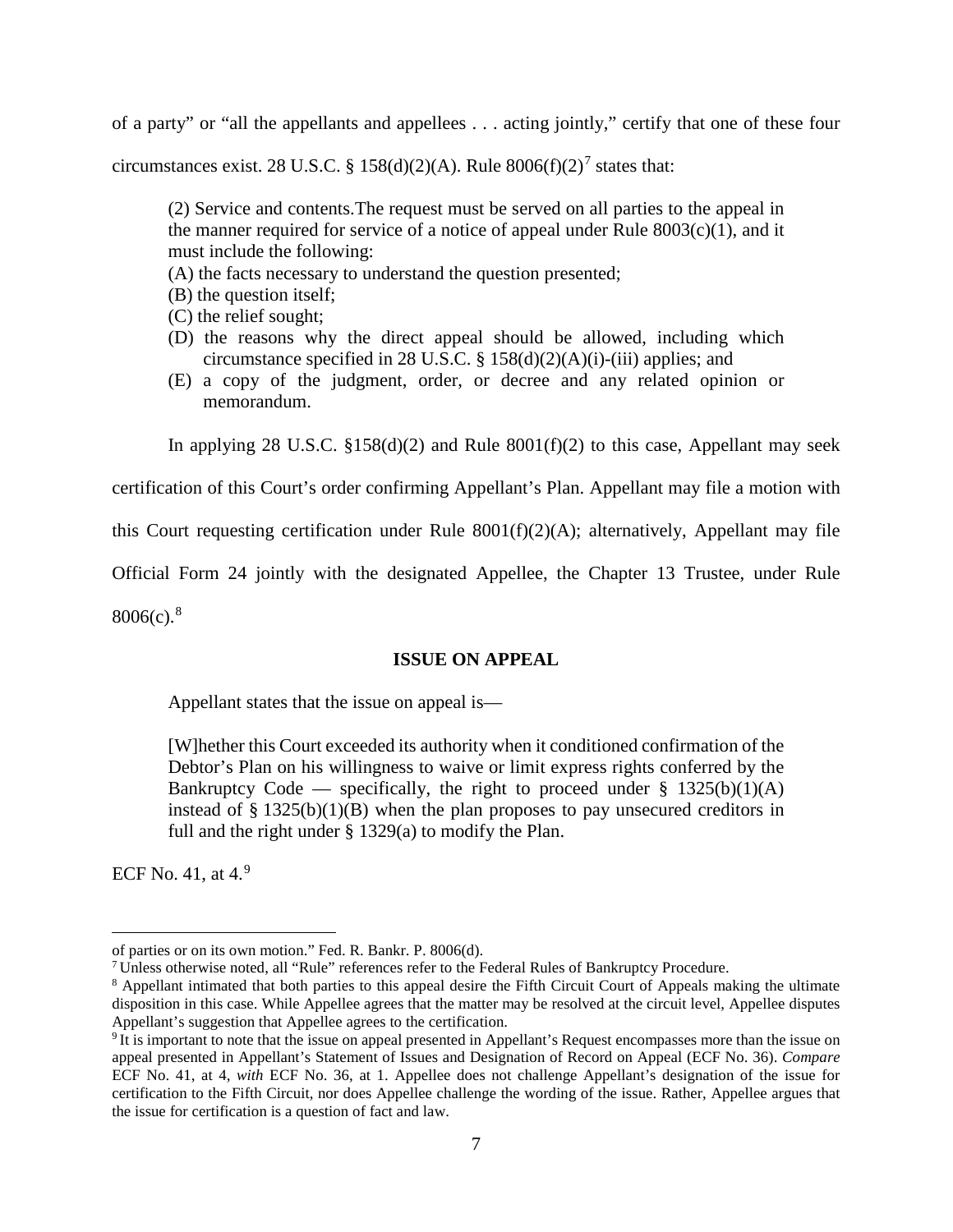of a party" or "all the appellants and appellees . . . acting jointly," certify that one of these four circumstances exist. 28 U.S.C. § 158(d)(2)(A). Rule 8006(f)(2)[7] states that:

> (2) Service and contents.The request must be served on all parties to the appeal in the manner required for service of a notice of appeal under Rule 8003(c)(1), and it must include the following:
> (A) the facts necessary to understand the question presented;
> (B) the question itself;
> (C) the relief sought;
> (D) the reasons why the direct appeal should be allowed, including which circumstance specified in 28 U.S.C. § 158(d)(2)(A)(i)-(iii) applies; and
> (E) a copy of the judgment, order, or decree and any related opinion or memorandum.

In applying 28 U.S.C. §158(d)(2) and Rule 8001(f)(2) to this case, Appellant may seek certification of this Court's order confirming Appellant's Plan. Appellant may file a motion with this Court requesting certification under Rule 8001(f)(2)(A); alternatively, Appellant may file Official Form 24 jointly with the designated Appellee, the Chapter 13 Trustee, under Rule 8006(c).[8]

**ISSUE ON APPEAL**

Appellant states that the issue on appeal is—

> [W]hether this Court exceeded its authority when it conditioned confirmation of the Debtor's Plan on his willingness to waive or limit express rights conferred by the Bankruptcy Code — specifically, the right to proceed under § 1325(b)(1)(A) instead of § 1325(b)(1)(B) when the plan proposes to pay unsecured creditors in full and the right under § 1329(a) to modify the Plan.

ECF No. 41, at 4.[9]

---

of parties or on its own motion." Fed. R. Bankr. P. 8006(d).

[7] Unless otherwise noted, all "Rule" references refer to the Federal Rules of Bankruptcy Procedure.

[8] Appellant intimated that both parties to this appeal desire the Fifth Circuit Court of Appeals making the ultimate disposition in this case. While Appellee agrees that the matter may be resolved at the circuit level, Appellee disputes Appellant's suggestion that Appellee agrees to the certification.

[9] It is important to note that the issue on appeal presented in Appellant's Request encompasses more than the issue on appeal presented in Appellant's Statement of Issues and Designation of Record on Appeal (ECF No. 36). *Compare* ECF No. 41, at 4, *with* ECF No. 36, at 1. Appellee does not challenge Appellant's designation of the issue for certification to the Fifth Circuit, nor does Appellee challenge the wording of the issue. Rather, Appellee argues that the issue for certification is a question of fact and law.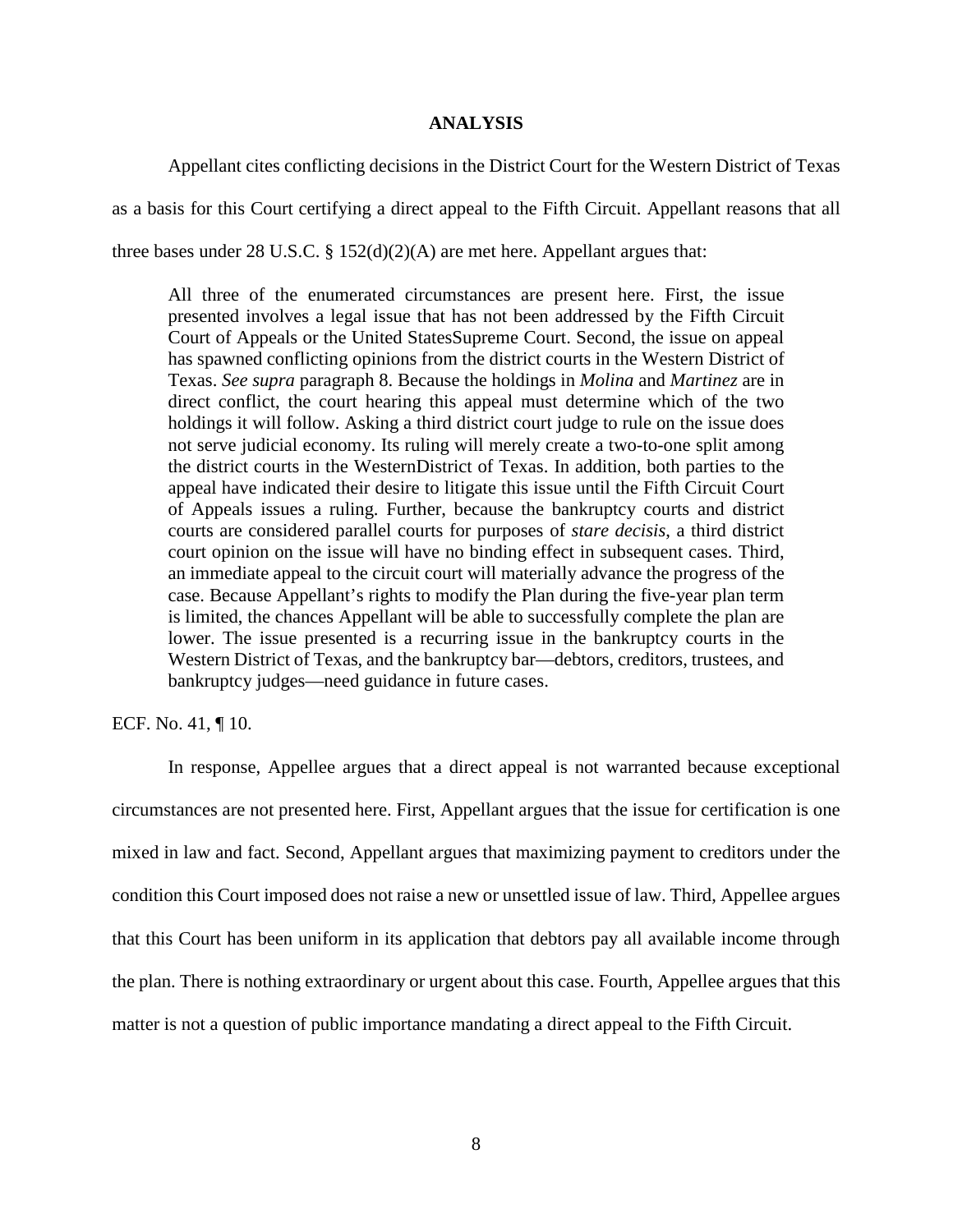## ANALYSIS

Appellant cites conflicting decisions in the District Court for the Western District of Texas as a basis for this Court certifying a direct appeal to the Fifth Circuit. Appellant reasons that all three bases under 28 U.S.C. § 152(d)(2)(A) are met here. Appellant argues that:

> All three of the enumerated circumstances are present here. First, the issue presented involves a legal issue that has not been addressed by the Fifth Circuit Court of Appeals or the United StatesSupreme Court. Second, the issue on appeal has spawned conflicting opinions from the district courts in the Western District of Texas. *See supra* paragraph 8. Because the holdings in *Molina* and *Martinez* are in direct conflict, the court hearing this appeal must determine which of the two holdings it will follow. Asking a third district court judge to rule on the issue does not serve judicial economy. Its ruling will merely create a two-to-one split among the district courts in the WesternDistrict of Texas. In addition, both parties to the appeal have indicated their desire to litigate this issue until the Fifth Circuit Court of Appeals issues a ruling. Further, because the bankruptcy courts and district courts are considered parallel courts for purposes of *stare decisis*, a third district court opinion on the issue will have no binding effect in subsequent cases. Third, an immediate appeal to the circuit court will materially advance the progress of the case. Because Appellant's rights to modify the Plan during the five-year plan term is limited, the chances Appellant will be able to successfully complete the plan are lower. The issue presented is a recurring issue in the bankruptcy courts in the Western District of Texas, and the bankruptcy bar—debtors, creditors, trustees, and bankruptcy judges—need guidance in future cases.

ECF. No. 41, ¶ 10.

In response, Appellee argues that a direct appeal is not warranted because exceptional circumstances are not presented here. First, Appellant argues that the issue for certification is one mixed in law and fact. Second, Appellant argues that maximizing payment to creditors under the condition this Court imposed does not raise a new or unsettled issue of law. Third, Appellee argues that this Court has been uniform in its application that debtors pay all available income through the plan. There is nothing extraordinary or urgent about this case. Fourth, Appellee argues that this matter is not a question of public importance mandating a direct appeal to the Fifth Circuit.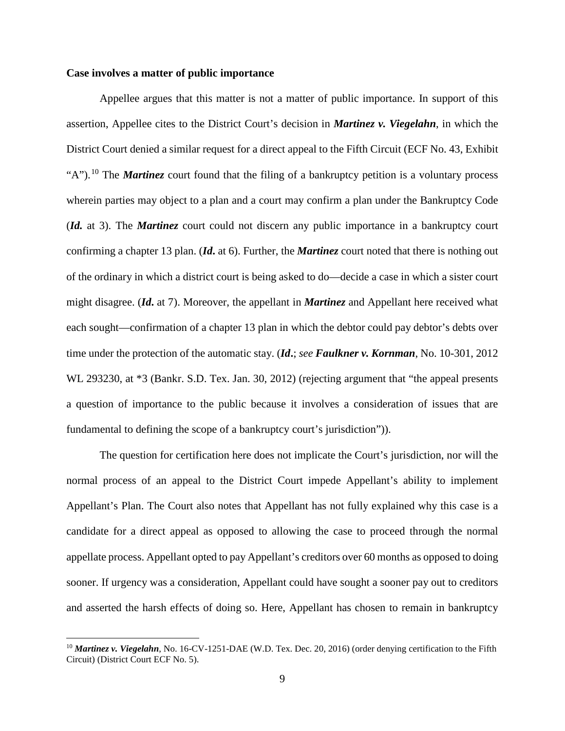**Case involves a matter of public importance**

Appellee argues that this matter is not a matter of public importance. In support of this assertion, Appellee cites to the District Court's decision in ***Martinez v. Viegelahn***, in which the District Court denied a similar request for a direct appeal to the Fifth Circuit (ECF No. 43, Exhibit "A").[10] The ***Martinez*** court found that the filing of a bankruptcy petition is a voluntary process wherein parties may object to a plan and a court may confirm a plan under the Bankruptcy Code (***Id.*** at 3). The ***Martinez*** court could not discern any public importance in a bankruptcy court confirming a chapter 13 plan. (***Id.*** at 6). Further, the ***Martinez*** court noted that there is nothing out of the ordinary in which a district court is being asked to do—decide a case in which a sister court might disagree. (***Id.*** at 7). Moreover, the appellant in ***Martinez*** and Appellant here received what each sought—confirmation of a chapter 13 plan in which the debtor could pay debtor's debts over time under the protection of the automatic stay. (***Id.***; *see* ***Faulkner v. Kornman***, No. 10-301, 2012 WL 293230, at *3 (Bankr. S.D. Tex. Jan. 30, 2012) (rejecting argument that "the appeal presents a question of importance to the public because it involves a consideration of issues that are fundamental to defining the scope of a bankruptcy court's jurisdiction")).

The question for certification here does not implicate the Court's jurisdiction, nor will the normal process of an appeal to the District Court impede Appellant's ability to implement Appellant's Plan. The Court also notes that Appellant has not fully explained why this case is a candidate for a direct appeal as opposed to allowing the case to proceed through the normal appellate process. Appellant opted to pay Appellant's creditors over 60 months as opposed to doing sooner. If urgency was a consideration, Appellant could have sought a sooner pay out to creditors and asserted the harsh effects of doing so. Here, Appellant has chosen to remain in bankruptcy

[10] ***Martinez v. Viegelahn***, No. 16-CV-1251-DAE (W.D. Tex. Dec. 20, 2016) (order denying certification to the Fifth Circuit) (District Court ECF No. 5).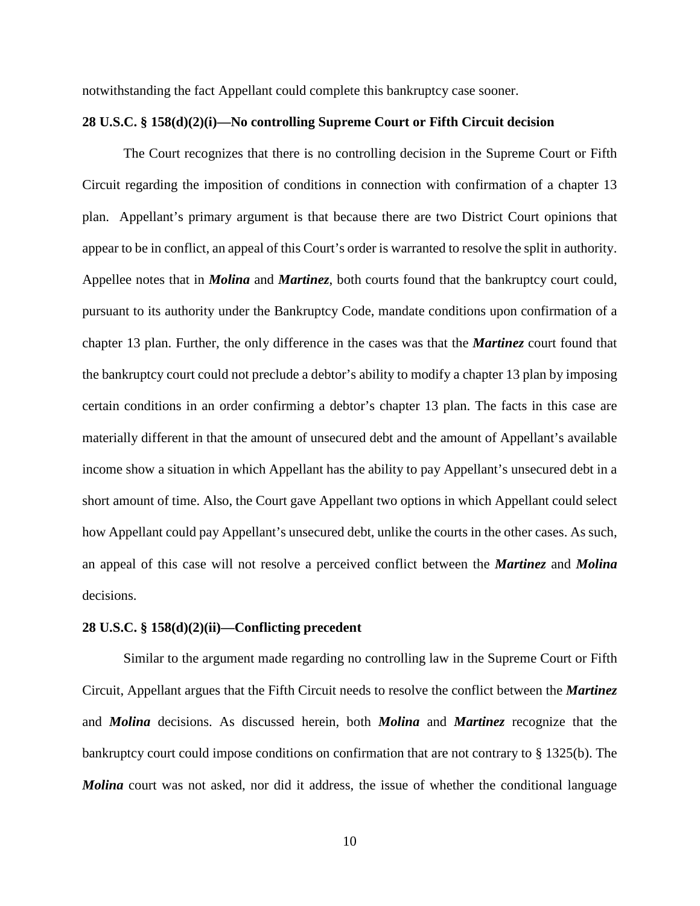notwithstanding the fact Appellant could complete this bankruptcy case sooner.

**28 U.S.C. § 158(d)(2)(i)—No controlling Supreme Court or Fifth Circuit decision**

The Court recognizes that there is no controlling decision in the Supreme Court or Fifth Circuit regarding the imposition of conditions in connection with confirmation of a chapter 13 plan. Appellant's primary argument is that because there are two District Court opinions that appear to be in conflict, an appeal of this Court's order is warranted to resolve the split in authority. Appellee notes that in ***Molina*** and ***Martinez***, both courts found that the bankruptcy court could, pursuant to its authority under the Bankruptcy Code, mandate conditions upon confirmation of a chapter 13 plan. Further, the only difference in the cases was that the ***Martinez*** court found that the bankruptcy court could not preclude a debtor's ability to modify a chapter 13 plan by imposing certain conditions in an order confirming a debtor's chapter 13 plan. The facts in this case are materially different in that the amount of unsecured debt and the amount of Appellant's available income show a situation in which Appellant has the ability to pay Appellant's unsecured debt in a short amount of time. Also, the Court gave Appellant two options in which Appellant could select how Appellant could pay Appellant's unsecured debt, unlike the courts in the other cases. As such, an appeal of this case will not resolve a perceived conflict between the ***Martinez*** and ***Molina*** decisions.

**28 U.S.C. § 158(d)(2)(ii)—Conflicting precedent**

Similar to the argument made regarding no controlling law in the Supreme Court or Fifth Circuit, Appellant argues that the Fifth Circuit needs to resolve the conflict between the ***Martinez*** and ***Molina*** decisions. As discussed herein, both ***Molina*** and ***Martinez*** recognize that the bankruptcy court could impose conditions on confirmation that are not contrary to § 1325(b). The ***Molina*** court was not asked, nor did it address, the issue of whether the conditional language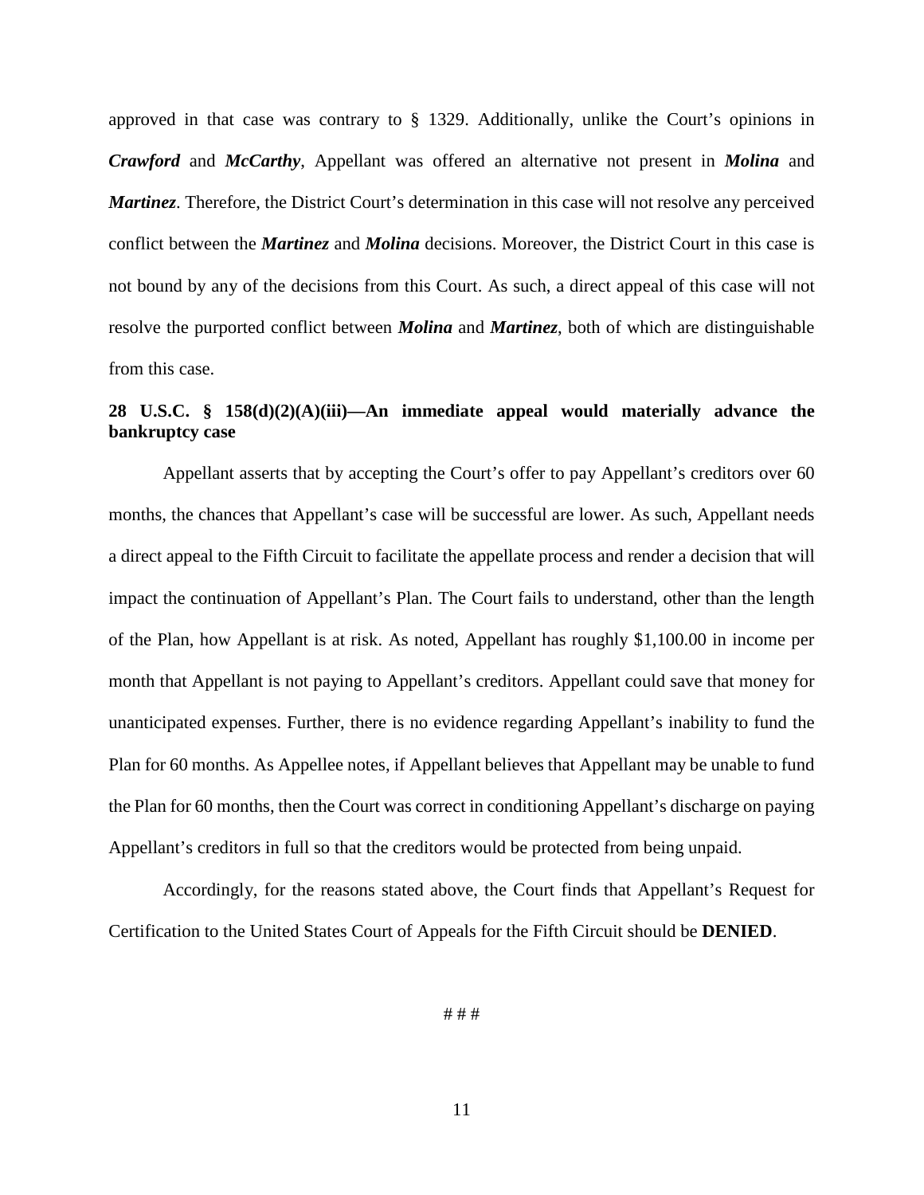approved in that case was contrary to § 1329. Additionally, unlike the Court's opinions in ***Crawford*** and ***McCarthy***, Appellant was offered an alternative not present in ***Molina*** and ***Martinez***. Therefore, the District Court's determination in this case will not resolve any perceived conflict between the ***Martinez*** and ***Molina*** decisions. Moreover, the District Court in this case is not bound by any of the decisions from this Court. As such, a direct appeal of this case will not resolve the purported conflict between ***Molina*** and ***Martinez***, both of which are distinguishable from this case.

**28 U.S.C. § 158(d)(2)(A)(iii)—An immediate appeal would materially advance the bankruptcy case**

Appellant asserts that by accepting the Court's offer to pay Appellant's creditors over 60 months, the chances that Appellant's case will be successful are lower. As such, Appellant needs a direct appeal to the Fifth Circuit to facilitate the appellate process and render a decision that will impact the continuation of Appellant's Plan. The Court fails to understand, other than the length of the Plan, how Appellant is at risk. As noted, Appellant has roughly $1,100.00 in income per month that Appellant is not paying to Appellant's creditors. Appellant could save that money for unanticipated expenses. Further, there is no evidence regarding Appellant's inability to fund the Plan for 60 months. As Appellee notes, if Appellant believes that Appellant may be unable to fund the Plan for 60 months, then the Court was correct in conditioning Appellant's discharge on paying Appellant's creditors in full so that the creditors would be protected from being unpaid.

Accordingly, for the reasons stated above, the Court finds that Appellant's Request for Certification to the United States Court of Appeals for the Fifth Circuit should be **DENIED**.

# # #